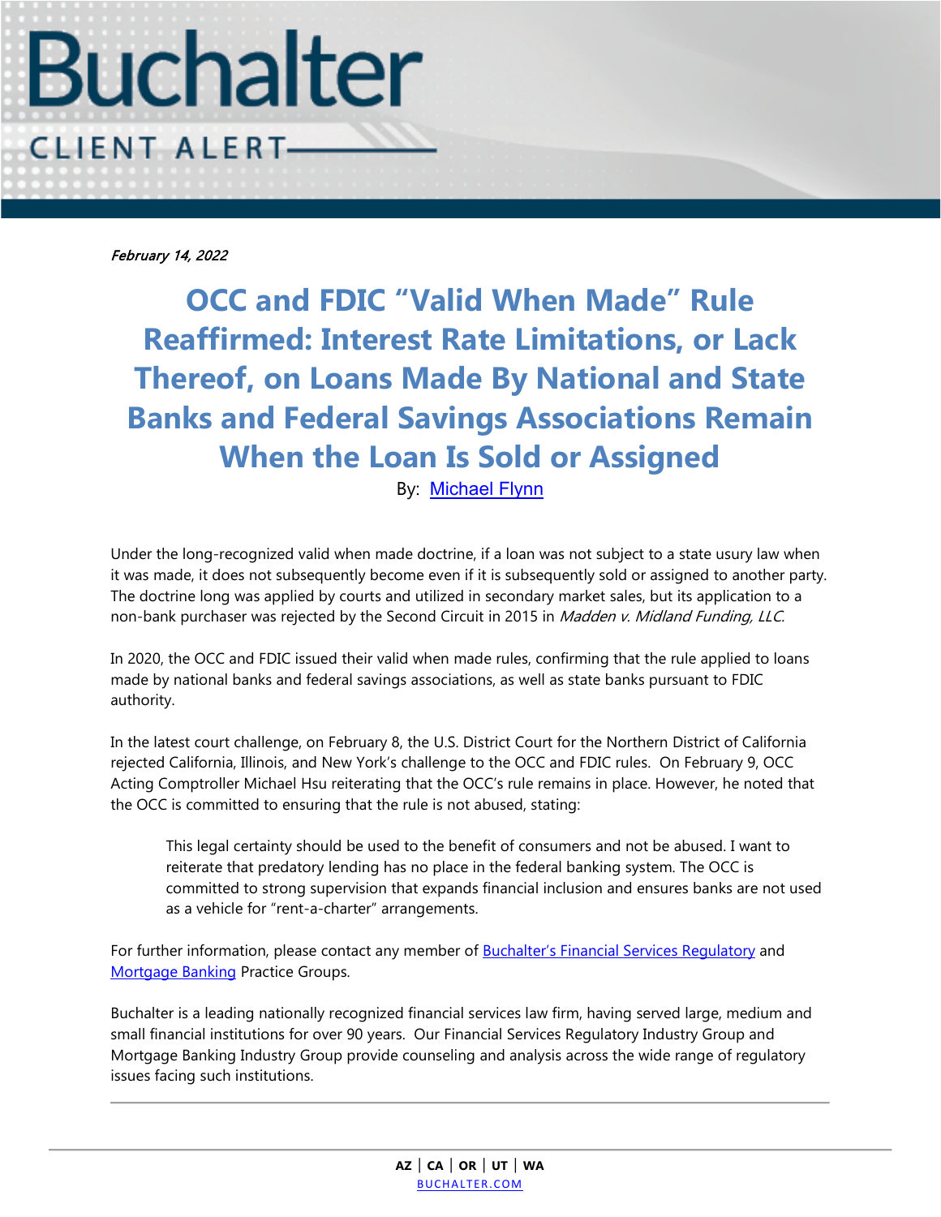# Buchalter

CLIENT ALERT

*February 14, 2022*

# OCC and FDIC "Valid When Made" Rule Reaffirmed: Interest Rate Limitations, or Lack Thereof, on Loans Made By National and State Banks and Federal Savings Associations Remain When the Loan Is Sold or Assigned

By: Michael Flynn

Under the long-recognized valid when made doctrine, if a loan was not subject to a state usury law when it was made, it does not subsequently become even if it is subsequently sold or assigned to another party. The doctrine long was applied by courts and utilized in secondary market sales, but its application to a non-bank purchaser was rejected by the Second Circuit in 2015 in *Madden v. Midland Funding, LLC.*

In 2020, the OCC and FDIC issued their valid when made rules, confirming that the rule applied to loans made by national banks and federal savings associations, as well as state banks pursuant to FDIC authority.

In the latest court challenge, on February 8, the U.S. District Court for the Northern District of California rejected California, Illinois, and New York's challenge to the OCC and FDIC rules. On February 9, OCC Acting Comptroller Michael Hsu reiterating that the OCC's rule remains in place. However, he noted that the OCC is committed to ensuring that the rule is not abused, stating:

> This legal certainty should be used to the benefit of consumers and not be abused. I want to reiterate that predatory lending has no place in the federal banking system. The OCC is committed to strong supervision that expands financial inclusion and ensures banks are not used as a vehicle for "rent-a-charter" arrangements.

For further information, please contact any member of Buchalter's Financial Services Regulatory and Mortgage Banking Practice Groups.

Buchalter is a leading nationally recognized financial services law firm, having served large, medium and small financial institutions for over 90 years. Our Financial Services Regulatory Industry Group and Mortgage Banking Industry Group provide counseling and analysis across the wide range of regulatory issues facing such institutions.

---

AZ | CA | OR | UT | WA

BUCHALTER.COM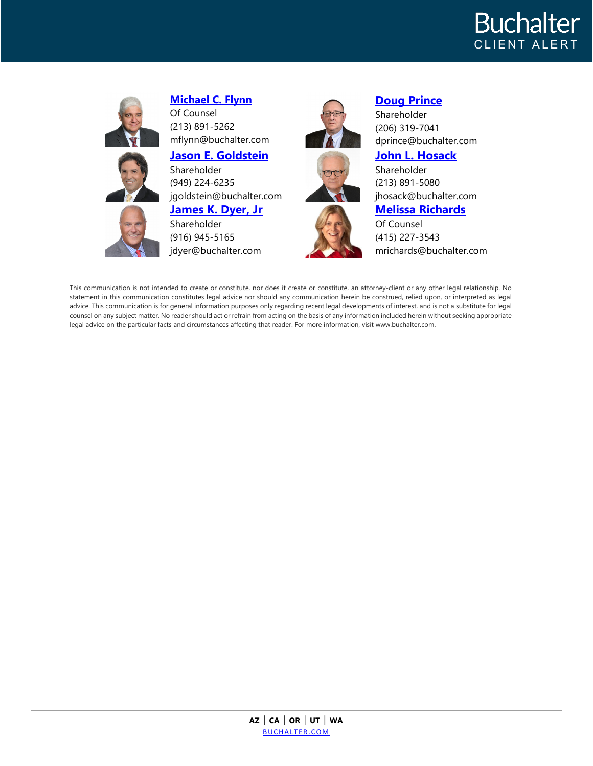**Michael C. Flynn**
Of Counsel
(213) 891-5262
mflynn@buchalter.com

**Jason E. Goldstein**
Shareholder
(949) 224-6235
jgoldstein@buchalter.com

**James K. Dyer, Jr**
Shareholder
(916) 945-5165
jdyer@buchalter.com

**Doug Prince**
Shareholder
(206) 319-7041
dprince@buchalter.com

**John L. Hosack**
Shareholder
(213) 891-5080
jhosack@buchalter.com

**Melissa Richards**
Of Counsel
(415) 227-3543
mrichards@buchalter.com

This communication is not intended to create or constitute, nor does it create or constitute, an attorney-client or any other legal relationship. No statement in this communication constitutes legal advice nor should any communication herein be construed, relied upon, or interpreted as legal advice. This communication is for general information purposes only regarding recent legal developments of interest, and is not a substitute for legal counsel on any subject matter. No reader should act or refrain from acting on the basis of any information included herein without seeking appropriate legal advice on the particular facts and circumstances affecting that reader. For more information, visit www.buchalter.com.